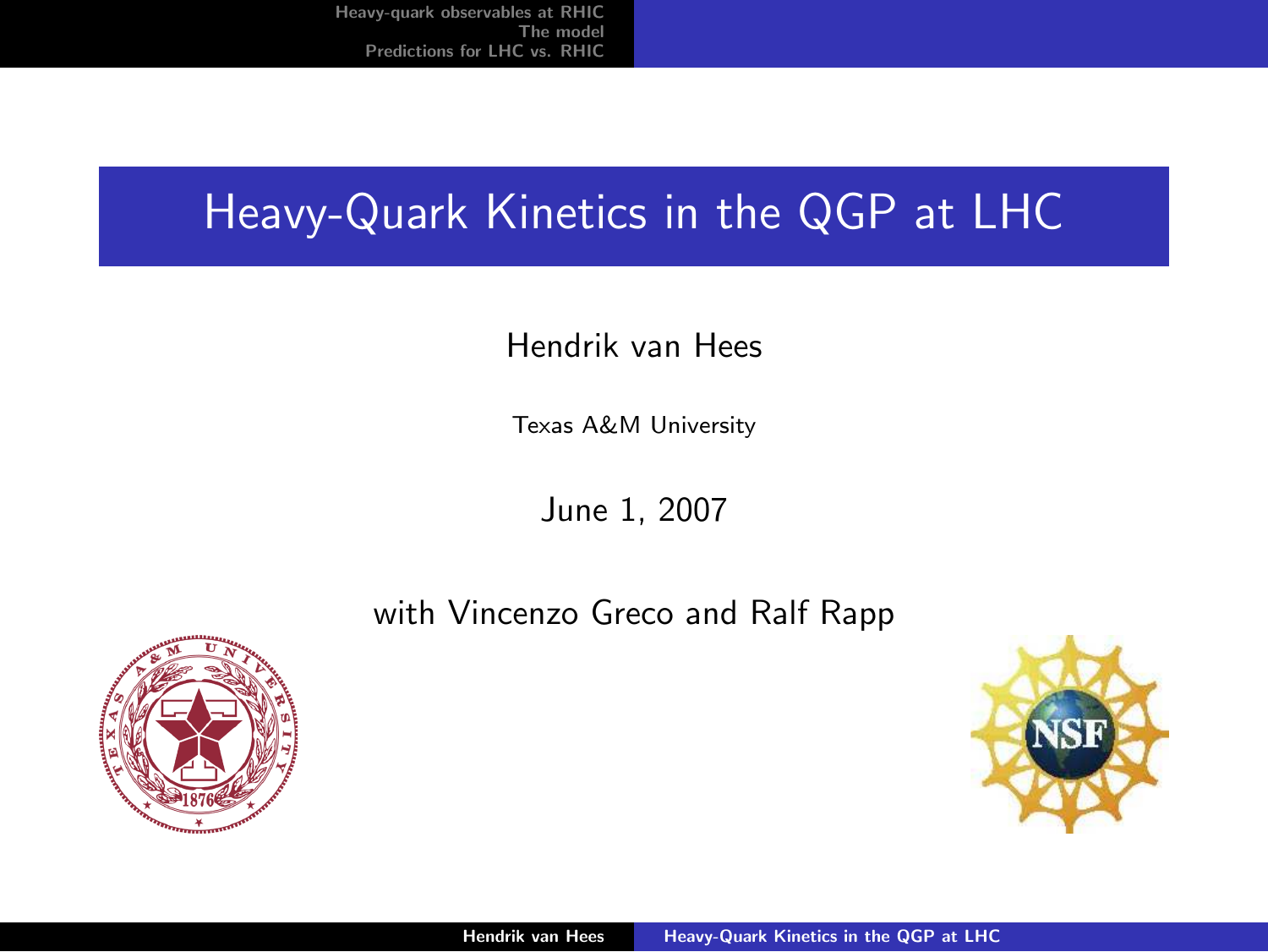# Heavy-Quark Kinetics in the QGP at LHC

Hendrik van Hees

Texas A&M University

June 1, 2007

with Vincenzo Greco and Ralf Rapp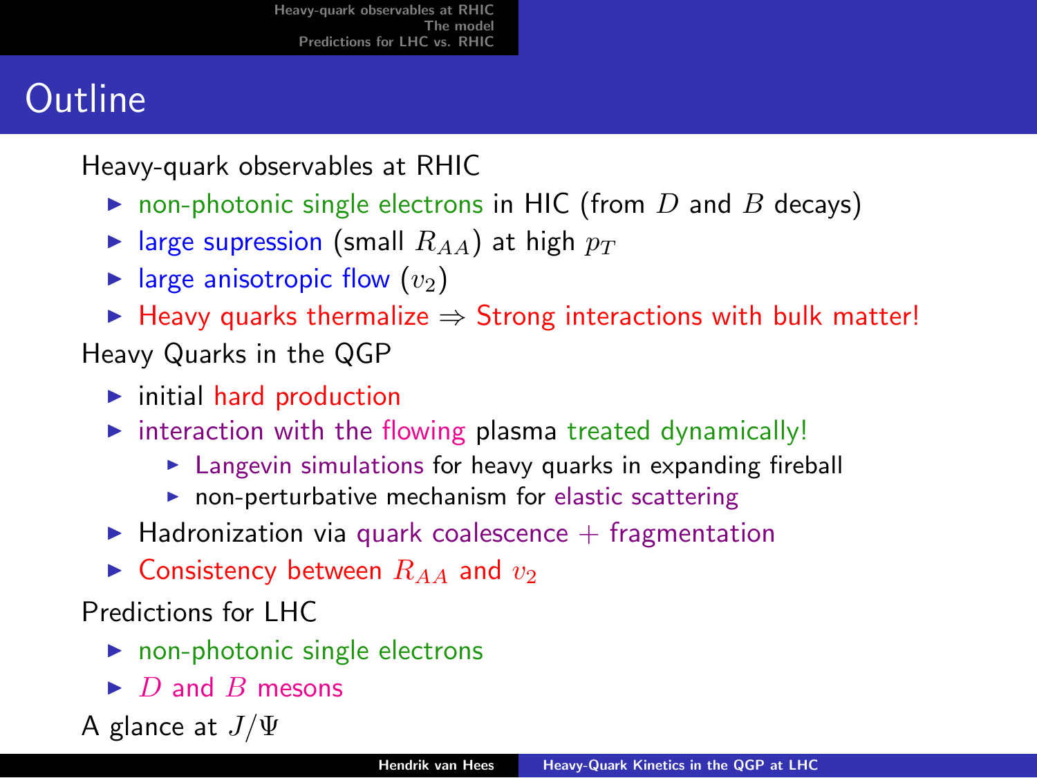# Outline

Heavy-quark observables at RHIC

- non-photonic single electrons in HIC (from $D$ and $B$ decays)
- large supression (small $R_{AA}$) at high $p_T$
- large anisotropic flow ($v_2$)
- Heavy quarks thermalize $\Rightarrow$ Strong interactions with bulk matter!

Heavy Quarks in the QGP

- initial hard production
- interaction with the flowing plasma treated dynamically!
  - Langevin simulations for heavy quarks in expanding fireball
  - non-perturbative mechanism for elastic scattering
- Hadronization via quark coalescence + fragmentation
- Consistency between $R_{AA}$ and $v_2$

Predictions for LHC

- non-photonic single electrons
- $D$ and $B$ mesons

A glance at $J/\Psi$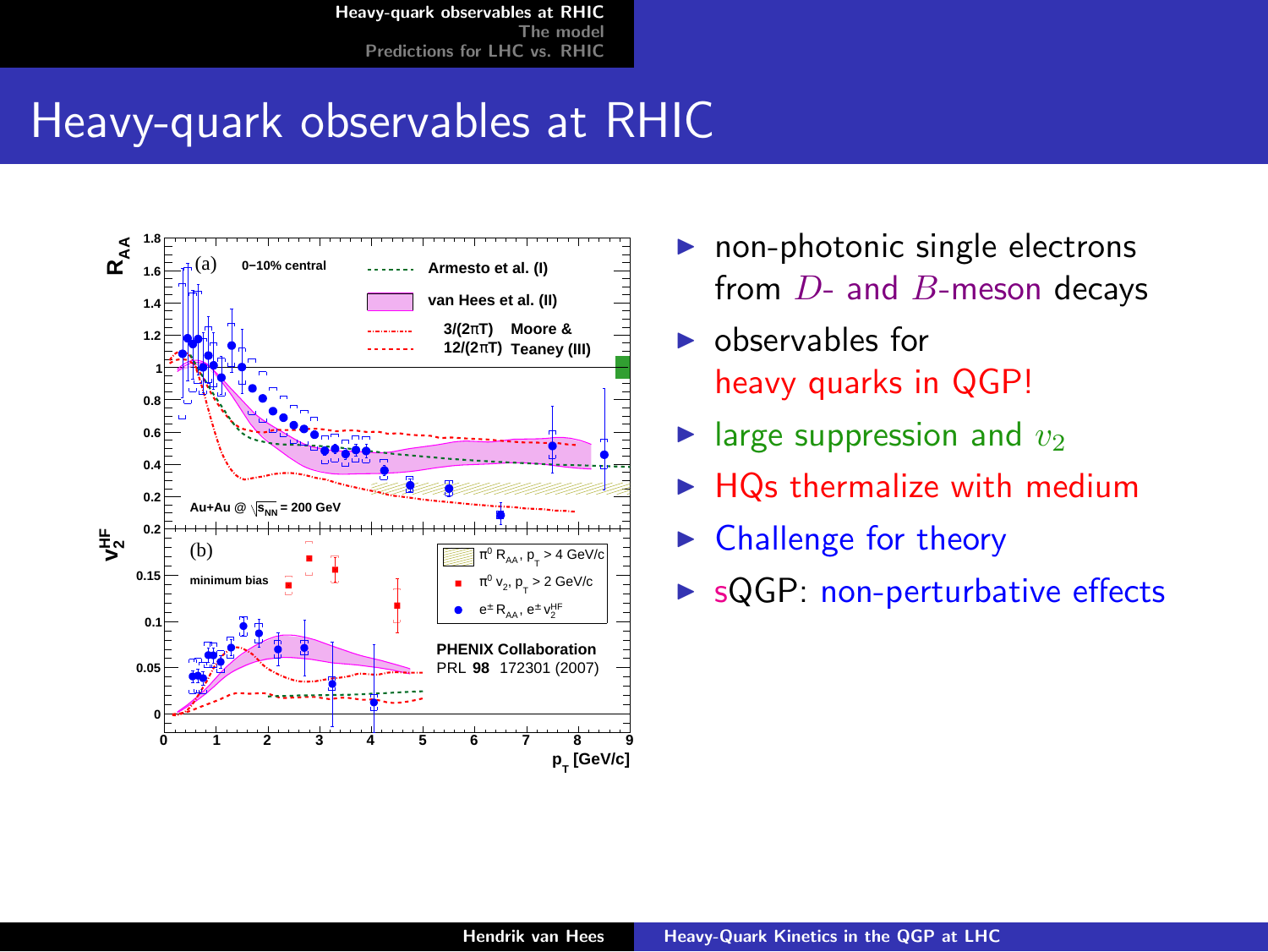# Heavy-quark observables at RHIC

- non-photonic single electrons from $D$- and $B$-meson decays
- observables for heavy quarks in QGP!
- large suppression and $v_2$
- HQs thermalize with medium
- Challenge for theory
- sQGP: non-perturbative effects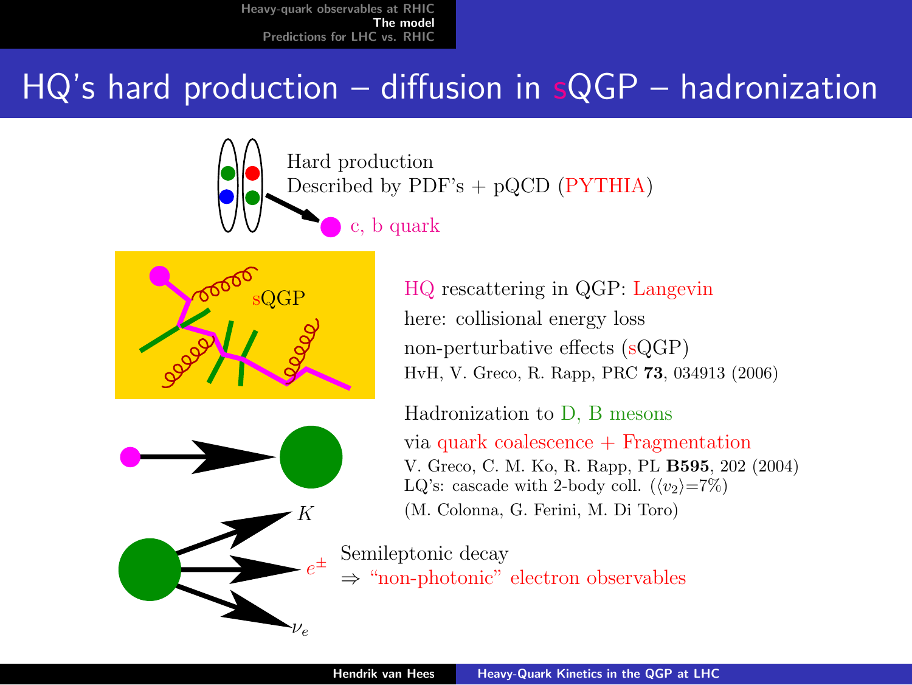# HQ's hard production – diffusion in sQGP – hadronization

Hard production
Described by PDF's + pQCD (PYTHIA)

c, b quark

sQGP

HQ rescattering in QGP: Langevin

here: collisional energy loss

non-perturbative effects (sQGP)

HvH, V. Greco, R. Rapp, PRC **73**, 034913 (2006)

Hadronization to D, B mesons

via quark coalescence + Fragmentation

V. Greco, C. M. Ko, R. Rapp, PL **B595**, 202 (2004)

LQ's: cascade with 2-body coll. ($\langle v_2 \rangle$=7%)

(M. Colonna, G. Ferini, M. Di Toro)

$K$

$e^{\pm}$

$\nu_e$

Semileptonic decay
⇒ "non-photonic" electron observables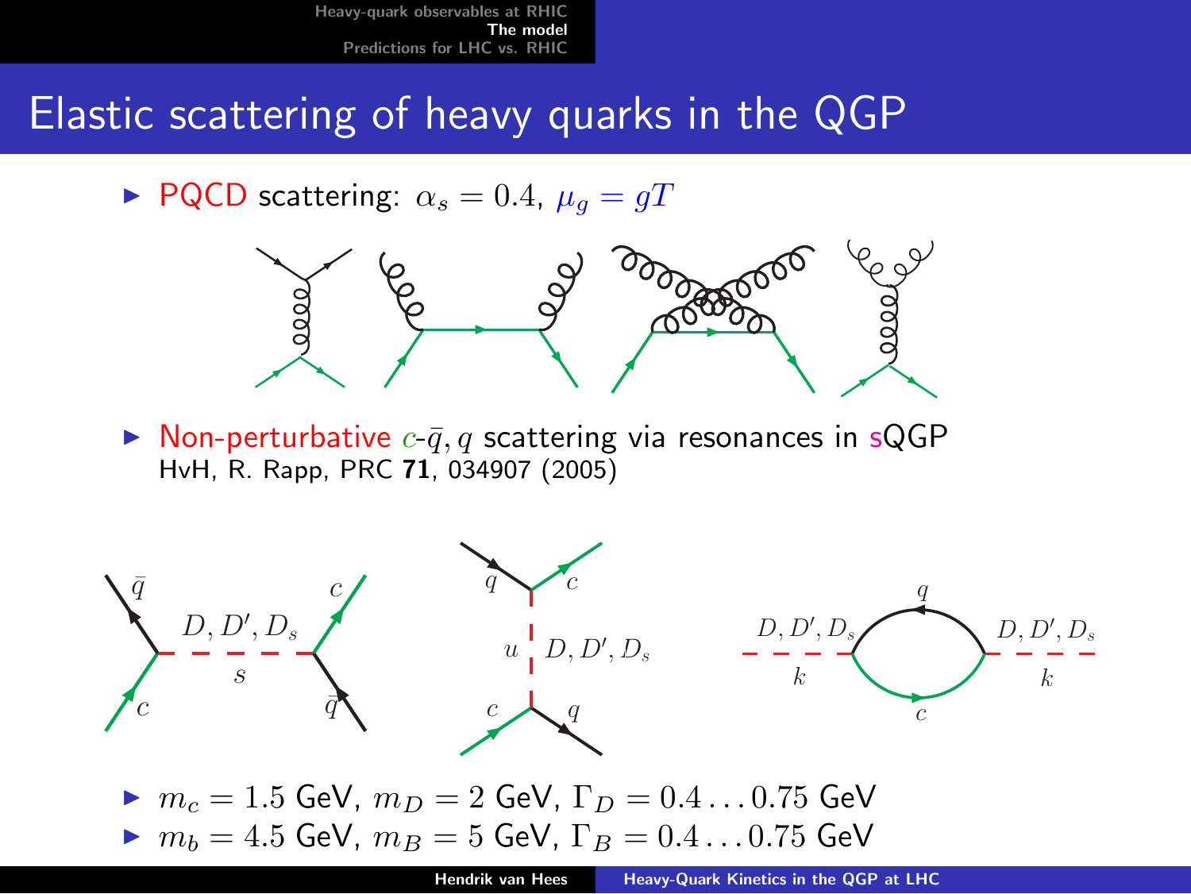# Elastic scattering of heavy quarks in the QGP

- PQCD scattering: $\alpha_s = 0.4$, $\mu_g = gT$

- Non-perturbative $c$-$\bar{q}, q$ scattering via resonances in sQGP
  HvH, R. Rapp, PRC **71**, 034907 (2005)

- $m_c = 1.5$ GeV, $m_D = 2$ GeV, $\Gamma_D = 0.4 \ldots 0.75$ GeV
- $m_b = 4.5$ GeV, $m_B = 5$ GeV, $\Gamma_B = 0.4 \ldots 0.75$ GeV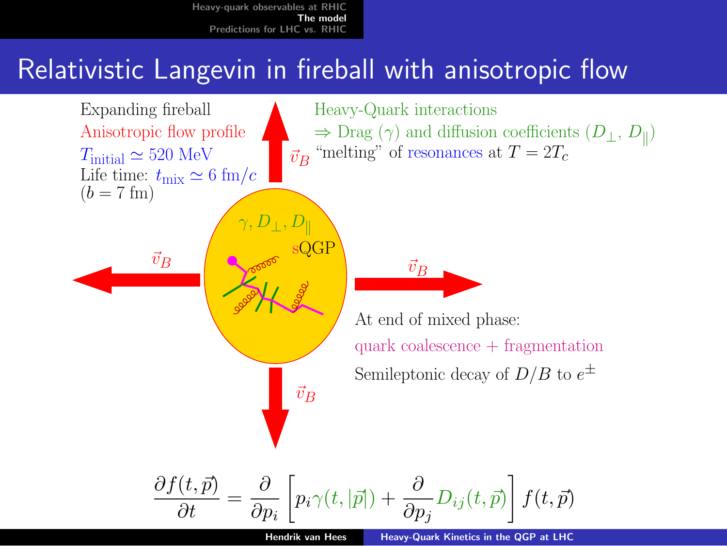# Relativistic Langevin in fireball with anisotropic flow

Expanding fireball

Anisotropic flow profile

$T_{\text{initial}} \simeq 520$ MeV

Life time: $t_{\text{mix}} \simeq 6$ fm/$c$

($b = 7$ fm)

Heavy-Quark interactions

$\Rightarrow$ Drag ($\gamma$) and diffusion coefficients ($D_\perp$, $D_\parallel$)

"melting" of resonances at $T = 2T_c$

$\vec{v}_B$ $\vec{v}_B$ $\vec{v}_B$ $\vec{v}_B$

$\gamma, D_\perp, D_\parallel$

sQGP

At end of mixed phase:

quark coalescence + fragmentation

Semileptonic decay of $D/B$ to $e^\pm$

$$\frac{\partial f(t,\vec{p})}{\partial t} = \frac{\partial}{\partial p_i}\left[p_i \gamma(t,|\vec{p}|) + \frac{\partial}{\partial p_j} D_{ij}(t,\vec{p})\right] f(t,\vec{p})$$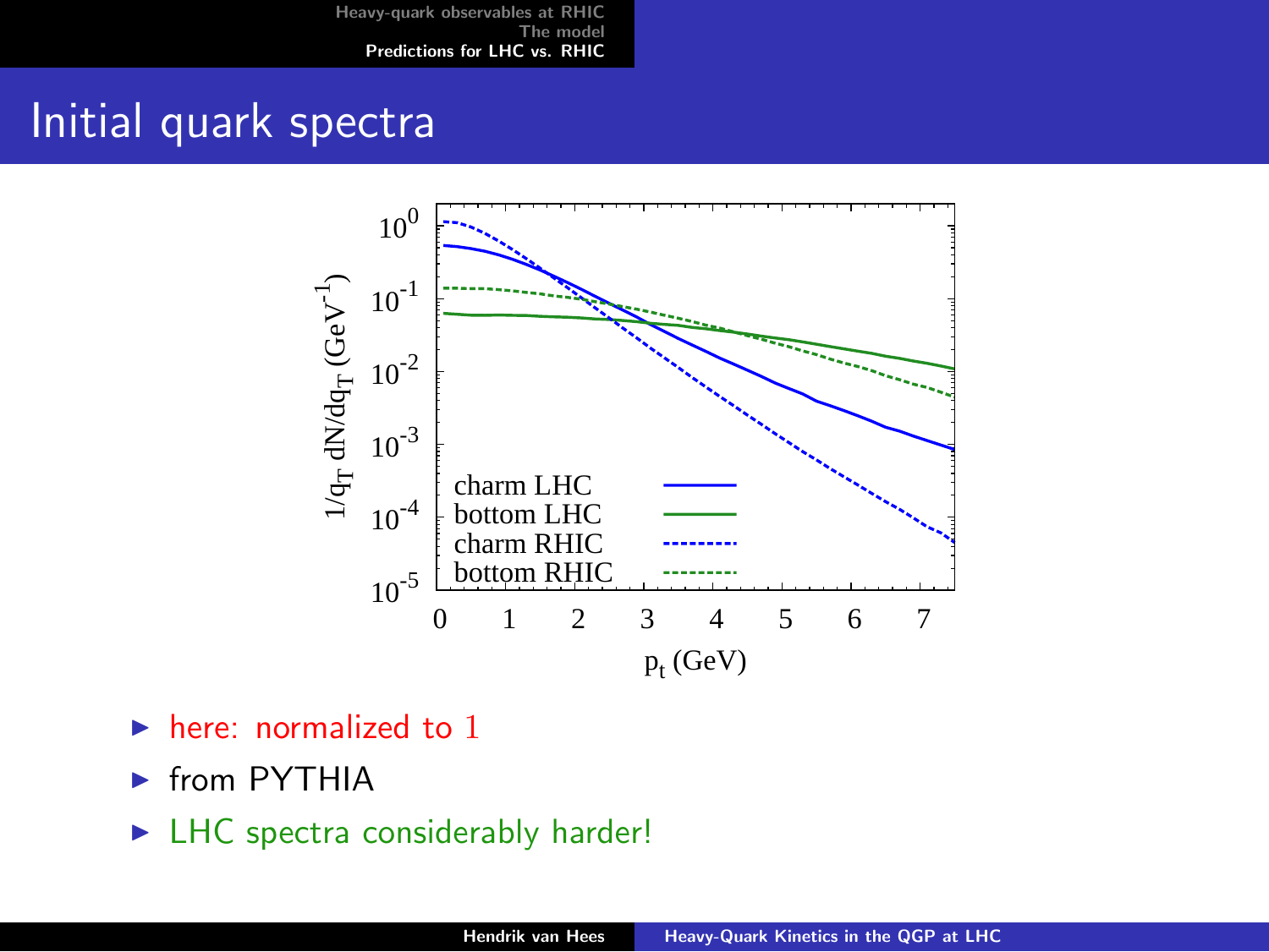# Initial quark spectra

- here: normalized to 1
- from PYTHIA
- LHC spectra considerably harder!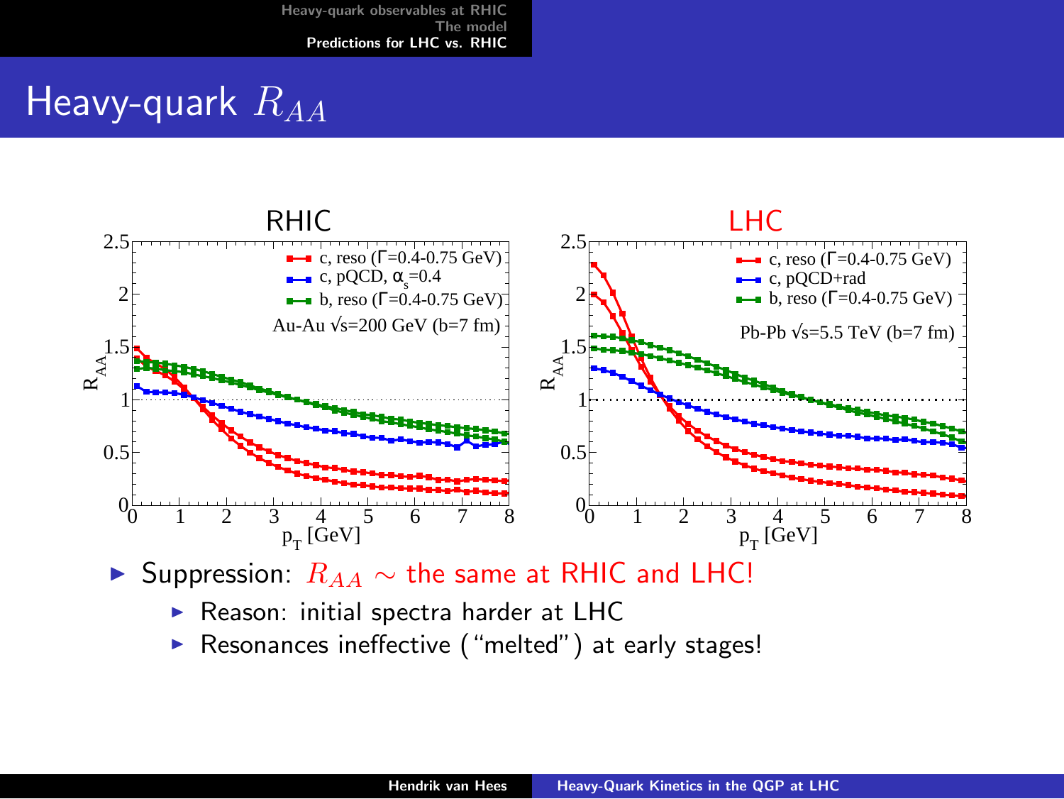# Heavy-quark $R_{AA}$

- Suppression: $R_{AA} \sim$ the same at RHIC and LHC!
  - Reason: initial spectra harder at LHC
  - Resonances ineffective ("melted") at early stages!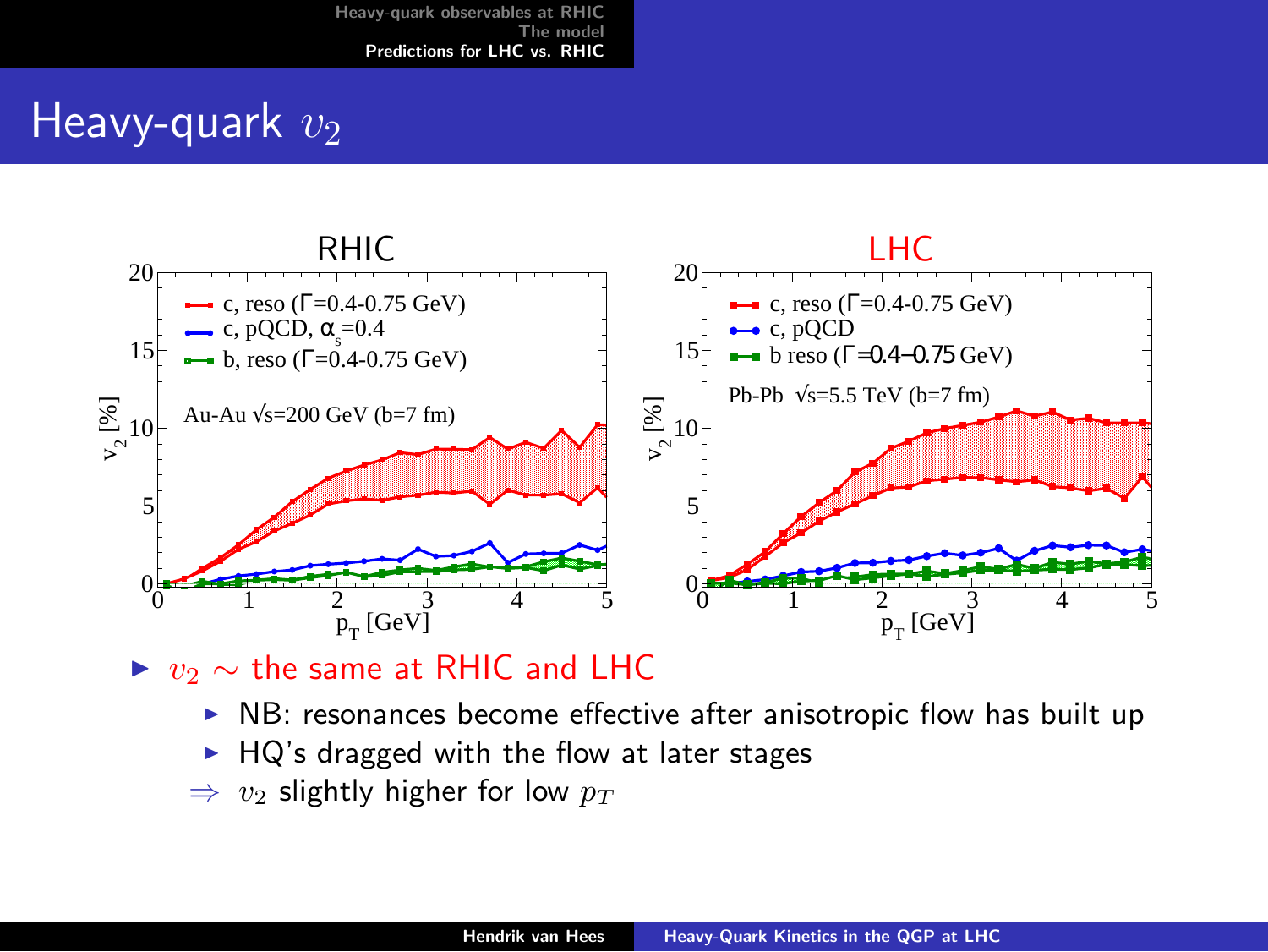# Heavy-quark $v_2$

- $v_2 \sim$ the same at RHIC and LHC
  - NB: resonances become effective after anisotropic flow has built up
  - HQ's dragged with the flow at later stages

$\Rightarrow$ $v_2$ slightly higher for low $p_T$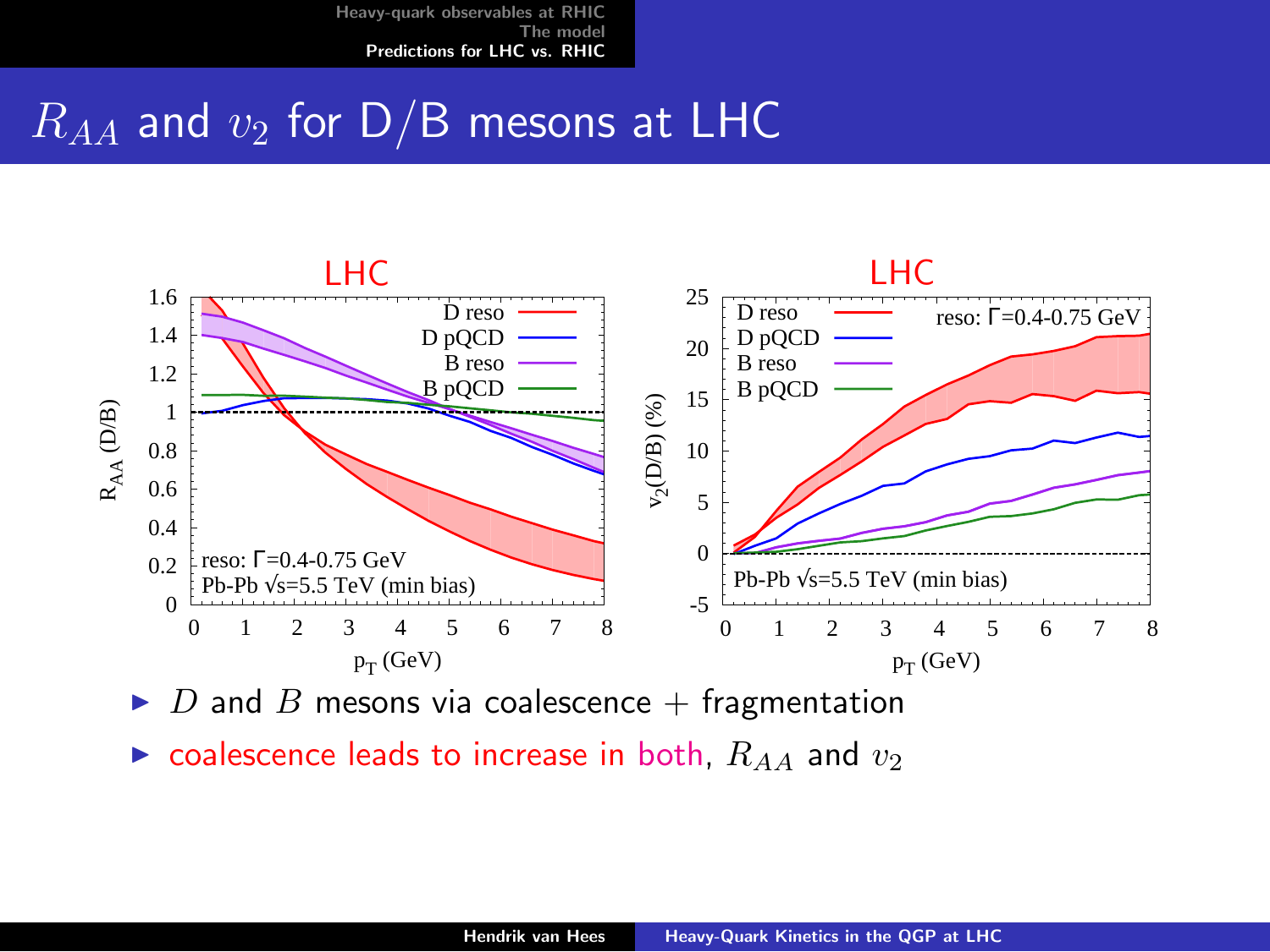# $R_{AA}$ and $v_2$ for D/B mesons at LHC

LHC

D reso
D pQCD
B reso
B pQCD

reso: Γ=0.4-0.75 GeV
Pb-Pb √s=5.5 TeV (min bias)

$R_{AA}$ (D/B)

$p_T$ (GeV)

LHC

D reso
D pQCD
B reso
B pQCD

reso: Γ=0.4-0.75 GeV

Pb-Pb √s=5.5 TeV (min bias)

$v_2$(D/B) (%)

$p_T$ (GeV)

- $D$ and $B$ mesons via coalescence + fragmentation
- coalescence leads to increase in both, $R_{AA}$ and $v_2$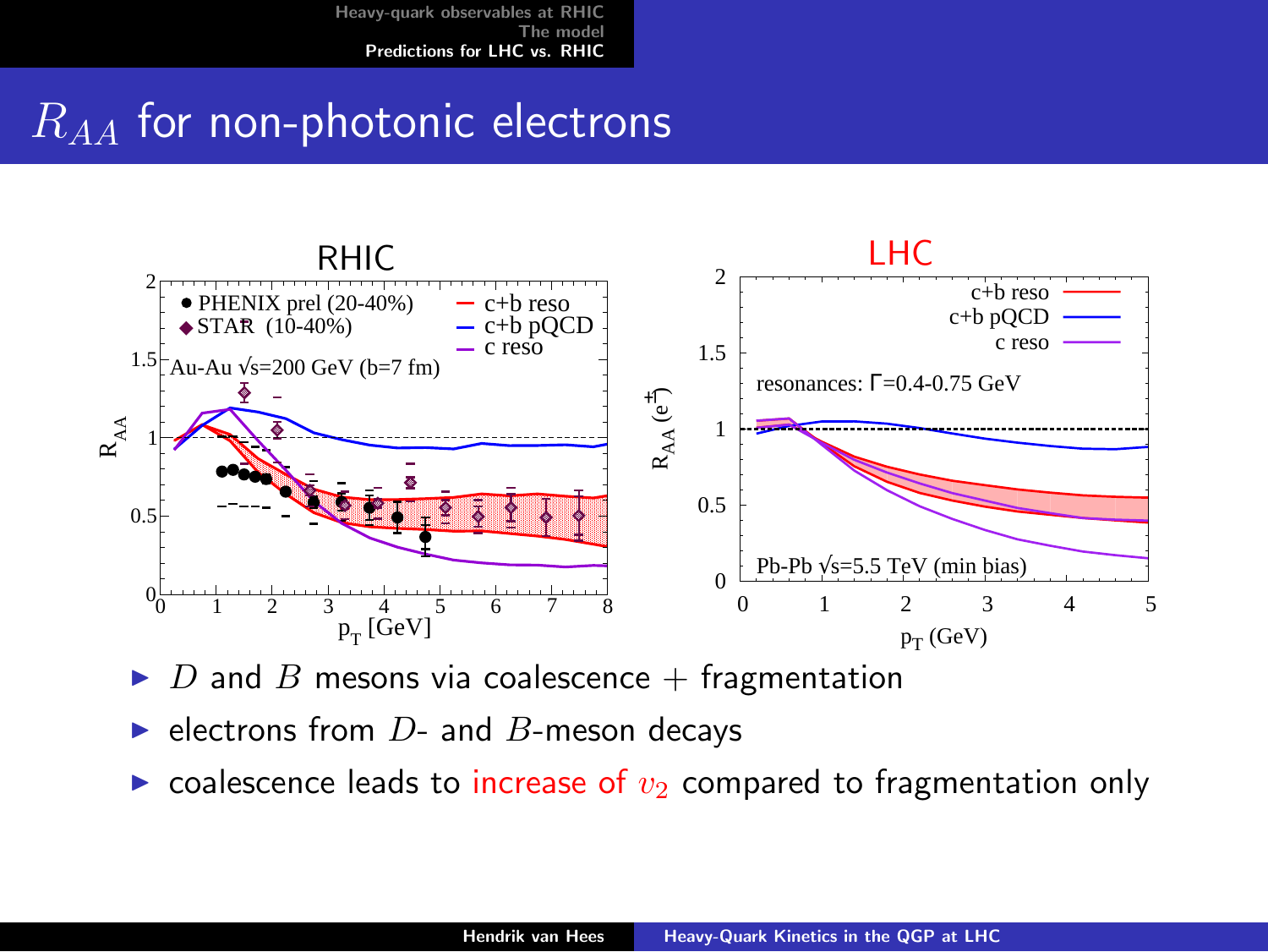# $R_{AA}$ for non-photonic electrons

- $D$ and $B$ mesons via coalescence + fragmentation
- electrons from $D$- and $B$-meson decays
- coalescence leads to increase of $v_2$ compared to fragmentation only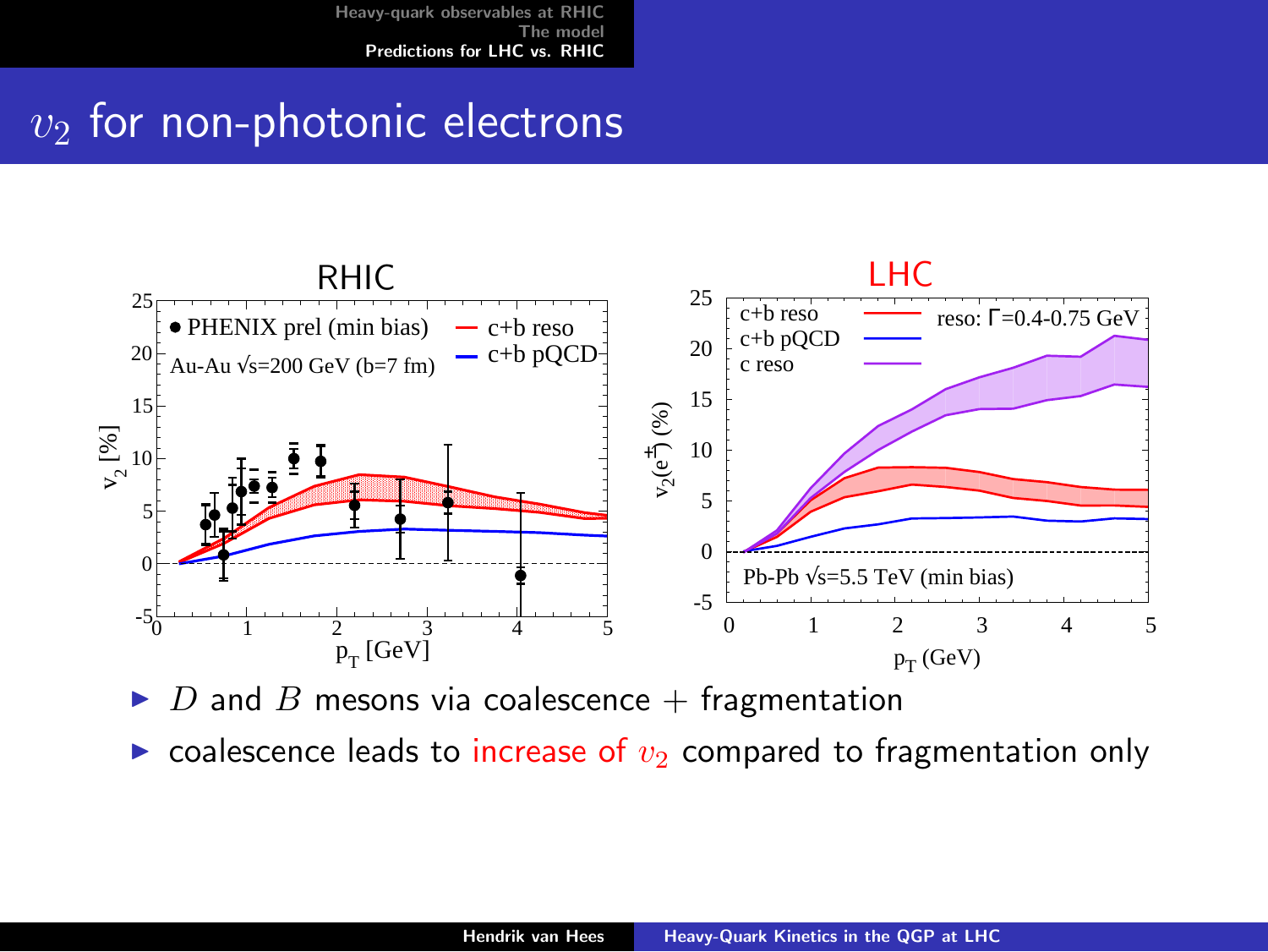# $v_2$ for non-photonic electrons

- $D$ and $B$ mesons via coalescence + fragmentation
- coalescence leads to increase of $v_2$ compared to fragmentation only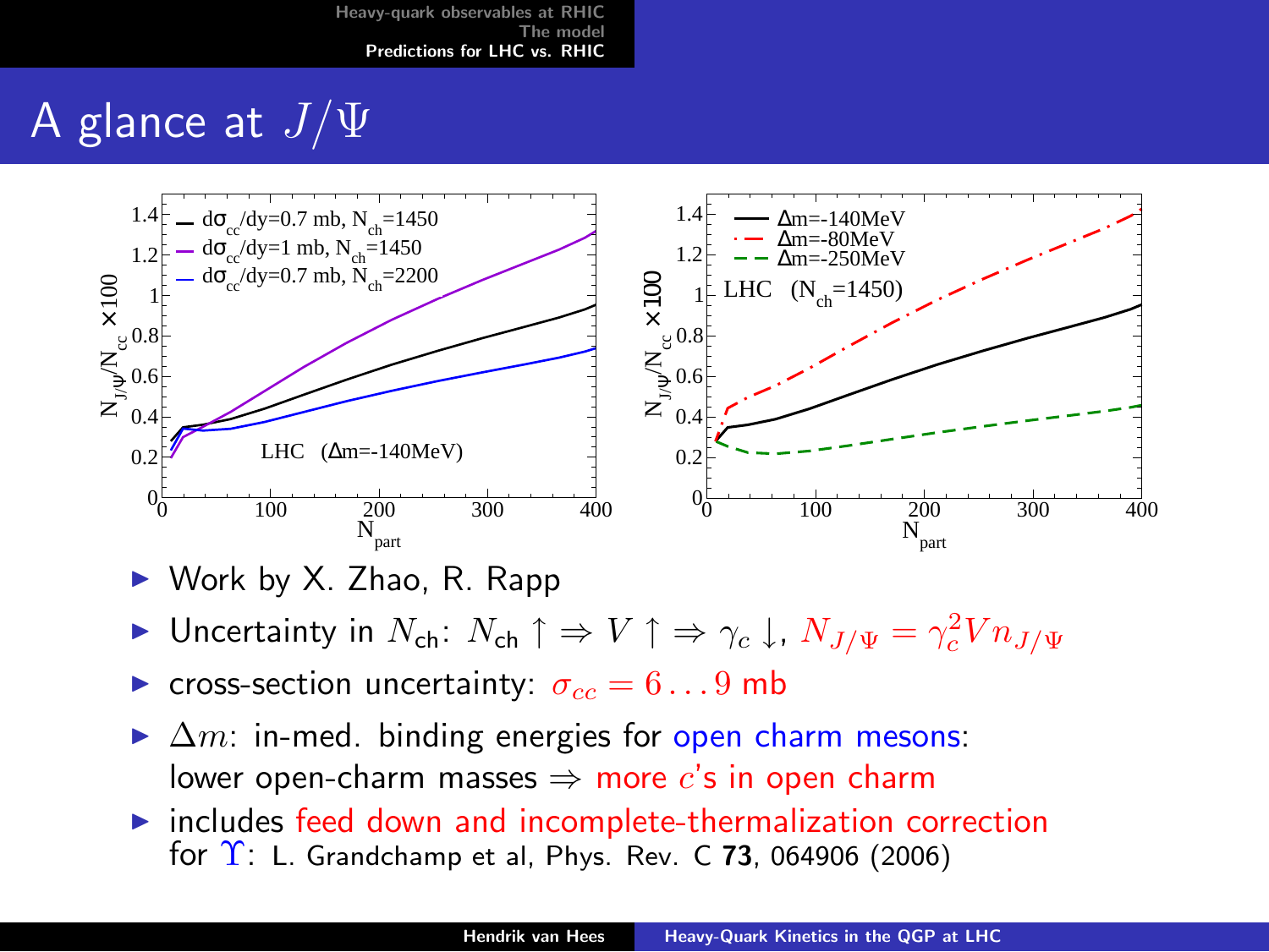# A glance at $J/\Psi$

- Work by X. Zhao, R. Rapp
- Uncertainty in $N_{\text{ch}}$: $N_{\text{ch}} \uparrow \Rightarrow V \uparrow \Rightarrow \gamma_c \downarrow$, $N_{J/\Psi} = \gamma_c^2 V n_{J/\Psi}$
- cross-section uncertainty: $\sigma_{cc} = 6 \ldots 9$ mb
- $\Delta m$: in-med. binding energies for open charm mesons: lower open-charm masses $\Rightarrow$ more $c$'s in open charm
- includes feed down and incomplete-thermalization correction for $\Upsilon$: L. Grandchamp et al, Phys. Rev. C **73**, 064906 (2006)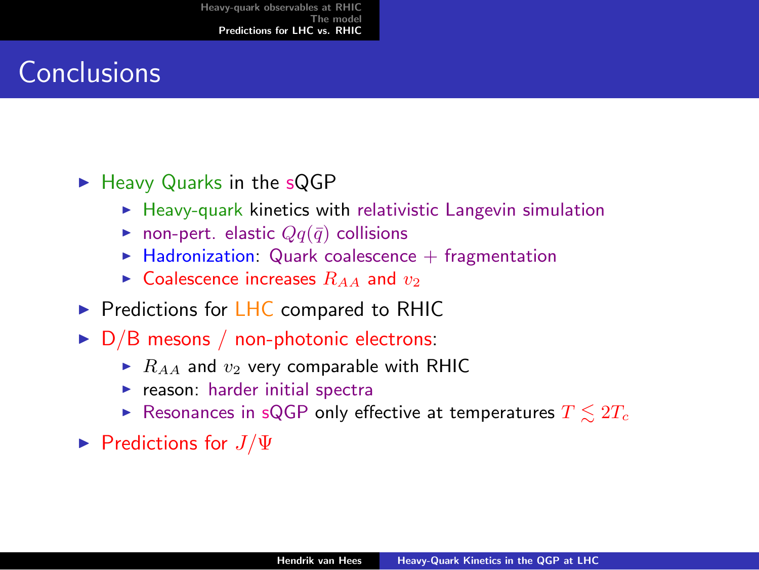# Conclusions

- Heavy Quarks in the sQGP
  - Heavy-quark kinetics with relativistic Langevin simulation
  - non-pert. elastic $Qq(\bar{q})$ collisions
  - Hadronization: Quark coalescence + fragmentation
  - Coalescence increases $R_{AA}$ and $v_2$
- Predictions for LHC compared to RHIC
- D/B mesons / non-photonic electrons:
  - $R_{AA}$ and $v_2$ very comparable with RHIC
  - reason: harder initial spectra
  - Resonances in sQGP only effective at temperatures $T \lesssim 2T_c$
- Predictions for $J/\Psi$